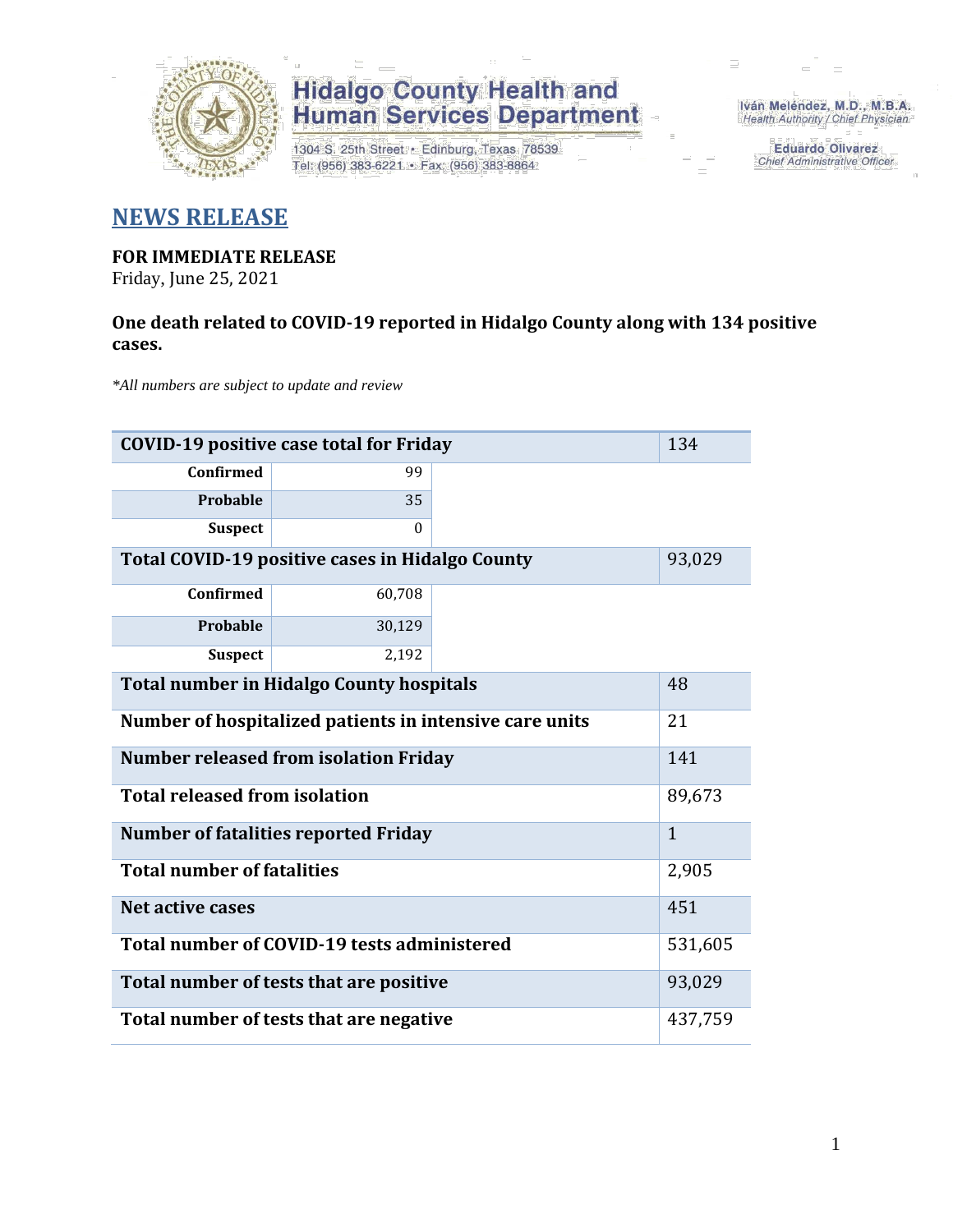Hidalgo County Health and Human Services Department

1304 S. 25th Street • Edinburg, Texas 78539
Tel: (956) 383-6221 • Fax: (956) 383-8864

Iván Meléndez, M.D., M.B.A.
Health Authority / Chief Physician

Eduardo Olivarez
Chief Administrative Officer

## NEWS RELEASE

**FOR IMMEDIATE RELEASE**
Friday, June 25, 2021

**One death related to COVID-19 reported in Hidalgo County along with 134 positive cases.**

*\*All numbers are subject to update and review*

| COVID-19 positive case total for Friday | | 134 |
|---|---|---|
| Confirmed | 99 | |
| Probable | 35 | |
| Suspect | 0 | |
| **Total COVID-19 positive cases in Hidalgo County** | | 93,029 |
| Confirmed | 60,708 | |
| Probable | 30,129 | |
| Suspect | 2,192 | |
| **Total number in Hidalgo County hospitals** | | 48 |
| **Number of hospitalized patients in intensive care units** | | 21 |
| **Number released from isolation Friday** | | 141 |
| **Total released from isolation** | | 89,673 |
| **Number of fatalities reported Friday** | | 1 |
| **Total number of fatalities** | | 2,905 |
| **Net active cases** | | 451 |
| **Total number of COVID-19 tests administered** | | 531,605 |
| **Total number of tests that are positive** | | 93,029 |
| **Total number of tests that are negative** | | 437,759 |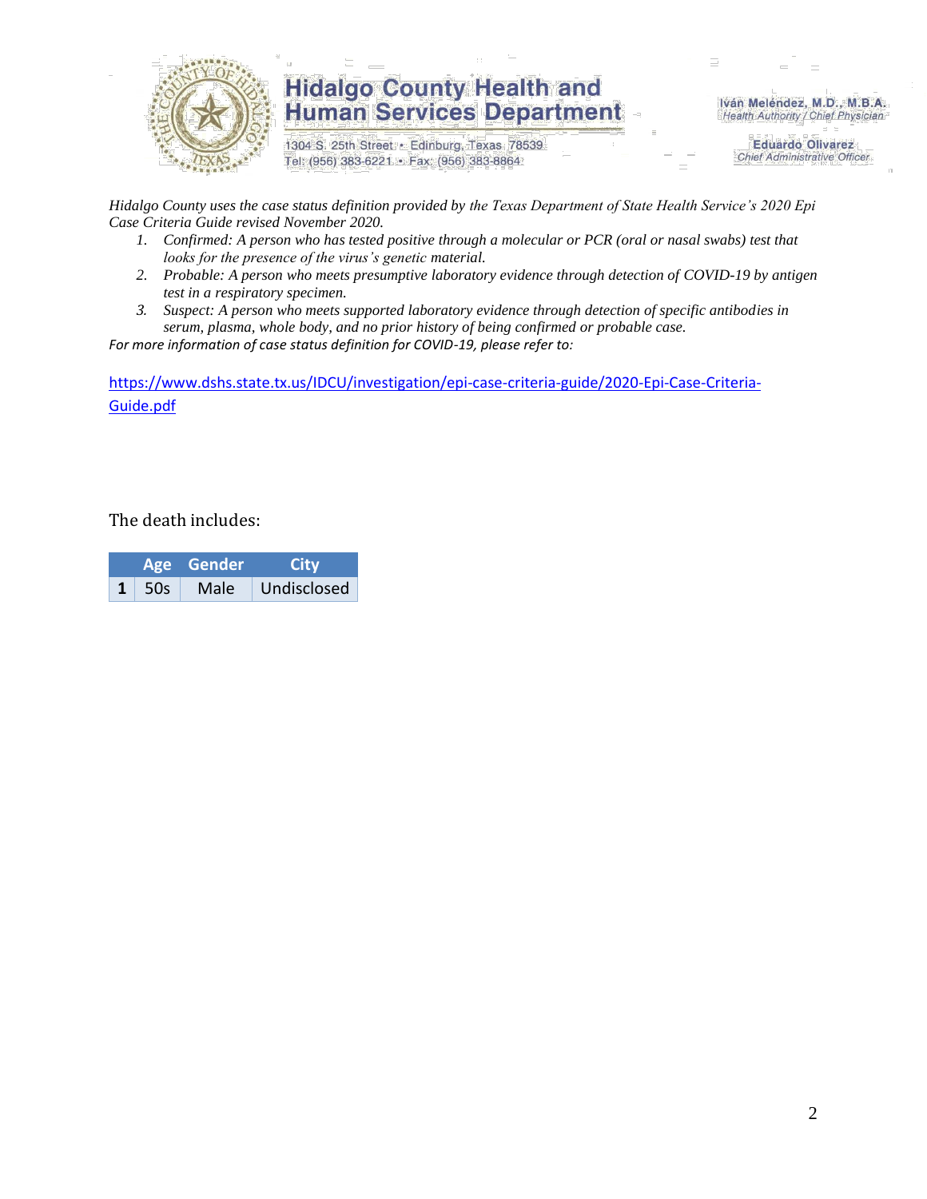*Hidalgo County uses the case status definition provided by the Texas Department of State Health Service's 2020 Epi Case Criteria Guide revised November 2020.*

1. *Confirmed: A person who has tested positive through a molecular or PCR (oral or nasal swabs) test that looks for the presence of the virus's genetic material.*
2. *Probable: A person who meets presumptive laboratory evidence through detection of COVID-19 by antigen test in a respiratory specimen.*
3. *Suspect: A person who meets supported laboratory evidence through detection of specific antibodies in serum, plasma, whole body, and no prior history of being confirmed or probable case.*

*For more information of case status definition for COVID-19, please refer to:*

https://www.dshs.state.tx.us/IDCU/investigation/epi-case-criteria-guide/2020-Epi-Case-Criteria-Guide.pdf

The death includes:

| | Age | Gender | City |
|---|---|---|---|
| **1** | 50s | Male | Undisclosed |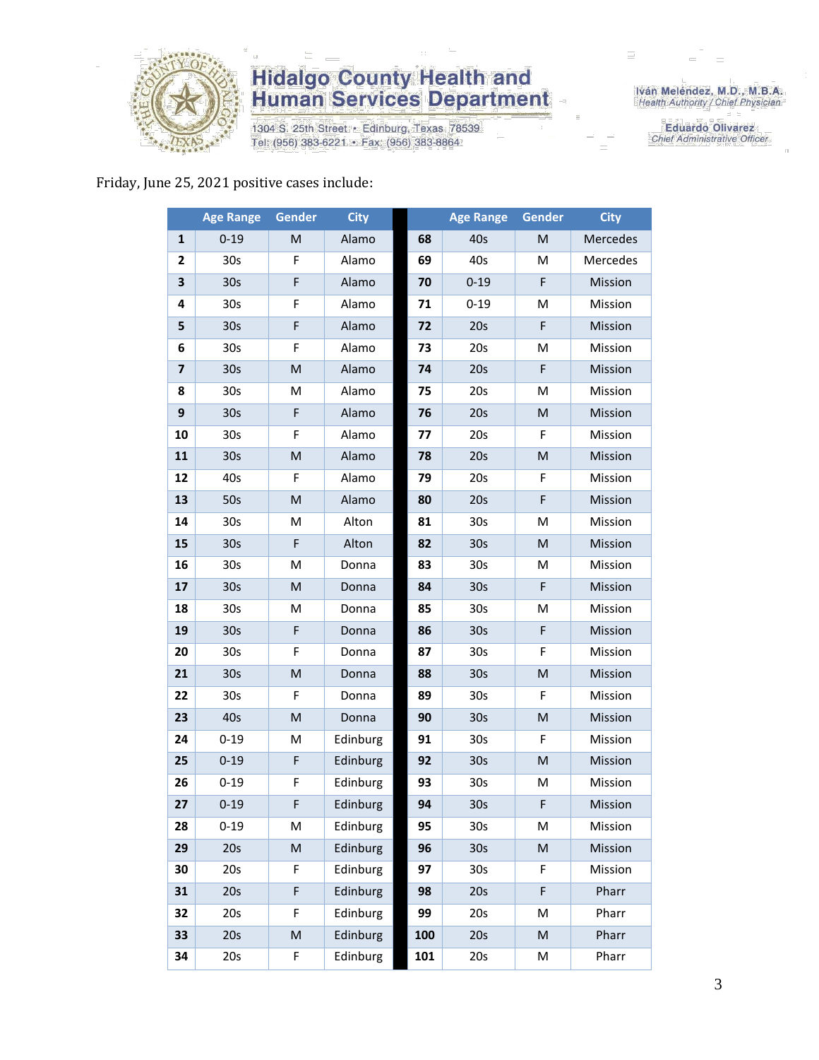# Hidalgo County Health and Human Services Department

1304 S. 25th Street • Edinburg, Texas 78539
Tel: (956) 383-6221 • Fax: (956) 383-8864

Iván Meléndez, M.D., M.B.A.
*Health Authority / Chief Physician*

Eduardo Olivarez
*Chief Administrative Officer*

Friday, June 25, 2021 positive cases include:

| | Age Range | Gender | City | | Age Range | Gender | City |
|---|---|---|---|---|---|---|---|
| **1** | 0-19 | M | Alamo | **68** | 40s | M | Mercedes |
| **2** | 30s | F | Alamo | **69** | 40s | M | Mercedes |
| **3** | 30s | F | Alamo | **70** | 0-19 | F | Mission |
| **4** | 30s | F | Alamo | **71** | 0-19 | M | Mission |
| **5** | 30s | F | Alamo | **72** | 20s | F | Mission |
| **6** | 30s | F | Alamo | **73** | 20s | M | Mission |
| **7** | 30s | M | Alamo | **74** | 20s | F | Mission |
| **8** | 30s | M | Alamo | **75** | 20s | M | Mission |
| **9** | 30s | F | Alamo | **76** | 20s | M | Mission |
| **10** | 30s | F | Alamo | **77** | 20s | F | Mission |
| **11** | 30s | M | Alamo | **78** | 20s | M | Mission |
| **12** | 40s | F | Alamo | **79** | 20s | F | Mission |
| **13** | 50s | M | Alamo | **80** | 20s | F | Mission |
| **14** | 30s | M | Alton | **81** | 30s | M | Mission |
| **15** | 30s | F | Alton | **82** | 30s | M | Mission |
| **16** | 30s | M | Donna | **83** | 30s | M | Mission |
| **17** | 30s | M | Donna | **84** | 30s | F | Mission |
| **18** | 30s | M | Donna | **85** | 30s | M | Mission |
| **19** | 30s | F | Donna | **86** | 30s | F | Mission |
| **20** | 30s | F | Donna | **87** | 30s | F | Mission |
| **21** | 30s | M | Donna | **88** | 30s | M | Mission |
| **22** | 30s | F | Donna | **89** | 30s | F | Mission |
| **23** | 40s | M | Donna | **90** | 30s | M | Mission |
| **24** | 0-19 | M | Edinburg | **91** | 30s | F | Mission |
| **25** | 0-19 | F | Edinburg | **92** | 30s | M | Mission |
| **26** | 0-19 | F | Edinburg | **93** | 30s | M | Mission |
| **27** | 0-19 | F | Edinburg | **94** | 30s | F | Mission |
| **28** | 0-19 | M | Edinburg | **95** | 30s | M | Mission |
| **29** | 20s | M | Edinburg | **96** | 30s | M | Mission |
| **30** | 20s | F | Edinburg | **97** | 30s | F | Mission |
| **31** | 20s | F | Edinburg | **98** | 20s | F | Pharr |
| **32** | 20s | F | Edinburg | **99** | 20s | M | Pharr |
| **33** | 20s | M | Edinburg | **100** | 20s | M | Pharr |
| **34** | 20s | F | Edinburg | **101** | 20s | M | Pharr |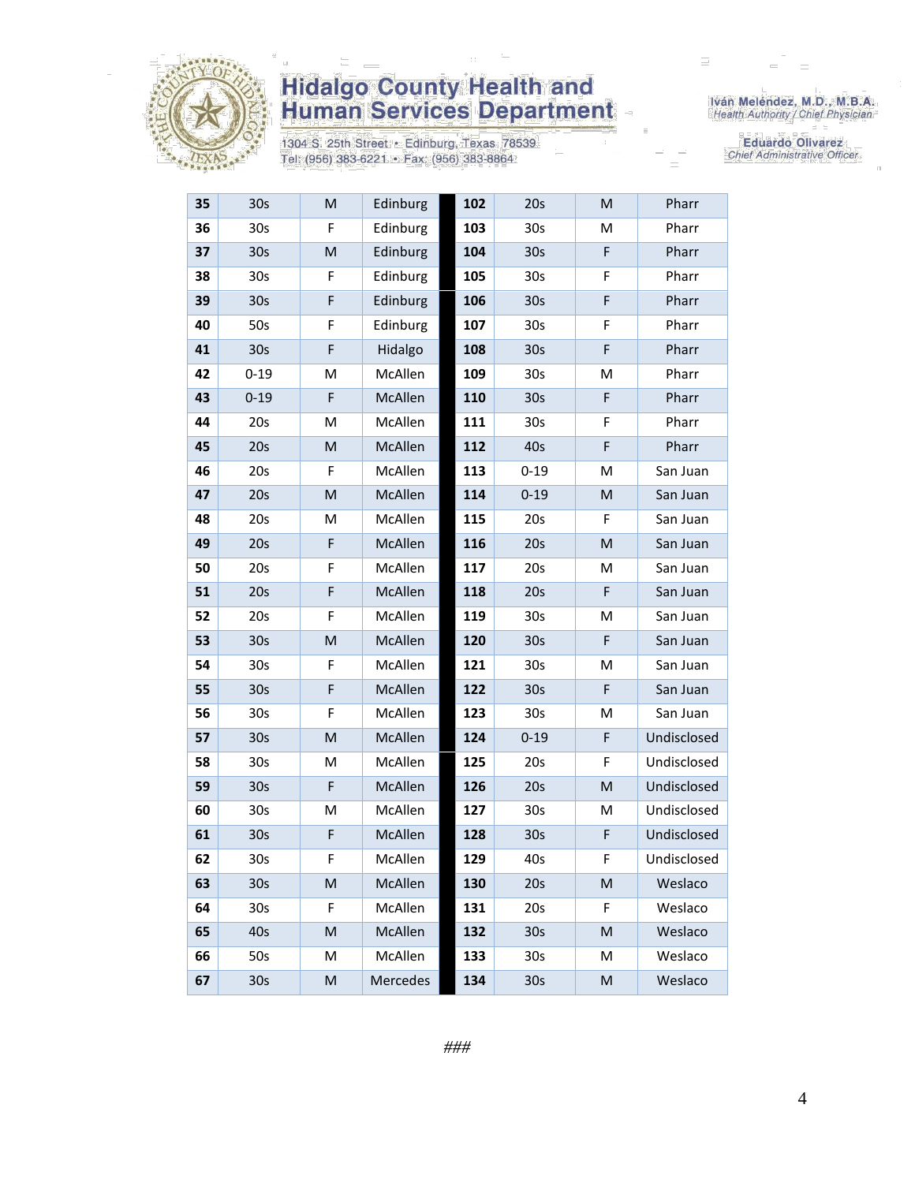# Hidalgo County Health and Human Services Department

1304 S. 25th Street • Edinburg, Texas 78539
Tel: (956) 383-6221 • Fax: (956) 383-8864

Iván Meléndez, M.D., M.B.A.
*Health Authority / Chief Physician*

Eduardo Olivarez
*Chief Administrative Officer*

| | | | | | | | |
|---|---|---|---|---|---|---|---|
| **35** | 30s | M | Edinburg | **102** | 20s | M | Pharr |
| **36** | 30s | F | Edinburg | **103** | 30s | M | Pharr |
| **37** | 30s | M | Edinburg | **104** | 30s | F | Pharr |
| **38** | 30s | F | Edinburg | **105** | 30s | F | Pharr |
| **39** | 30s | F | Edinburg | **106** | 30s | F | Pharr |
| **40** | 50s | F | Edinburg | **107** | 30s | F | Pharr |
| **41** | 30s | F | Hidalgo | **108** | 30s | F | Pharr |
| **42** | 0-19 | M | McAllen | **109** | 30s | M | Pharr |
| **43** | 0-19 | F | McAllen | **110** | 30s | F | Pharr |
| **44** | 20s | M | McAllen | **111** | 30s | F | Pharr |
| **45** | 20s | M | McAllen | **112** | 40s | F | Pharr |
| **46** | 20s | F | McAllen | **113** | 0-19 | M | San Juan |
| **47** | 20s | M | McAllen | **114** | 0-19 | M | San Juan |
| **48** | 20s | M | McAllen | **115** | 20s | F | San Juan |
| **49** | 20s | F | McAllen | **116** | 20s | M | San Juan |
| **50** | 20s | F | McAllen | **117** | 20s | M | San Juan |
| **51** | 20s | F | McAllen | **118** | 20s | F | San Juan |
| **52** | 20s | F | McAllen | **119** | 30s | M | San Juan |
| **53** | 30s | M | McAllen | **120** | 30s | F | San Juan |
| **54** | 30s | F | McAllen | **121** | 30s | M | San Juan |
| **55** | 30s | F | McAllen | **122** | 30s | F | San Juan |
| **56** | 30s | F | McAllen | **123** | 30s | M | San Juan |
| **57** | 30s | M | McAllen | **124** | 0-19 | F | Undisclosed |
| **58** | 30s | M | McAllen | **125** | 20s | F | Undisclosed |
| **59** | 30s | F | McAllen | **126** | 20s | M | Undisclosed |
| **60** | 30s | M | McAllen | **127** | 30s | M | Undisclosed |
| **61** | 30s | F | McAllen | **128** | 30s | F | Undisclosed |
| **62** | 30s | F | McAllen | **129** | 40s | F | Undisclosed |
| **63** | 30s | M | McAllen | **130** | 20s | M | Weslaco |
| **64** | 30s | F | McAllen | **131** | 20s | F | Weslaco |
| **65** | 40s | M | McAllen | **132** | 30s | M | Weslaco |
| **66** | 50s | M | McAllen | **133** | 30s | M | Weslaco |
| **67** | 30s | M | Mercedes | **134** | 30s | M | Weslaco |

###